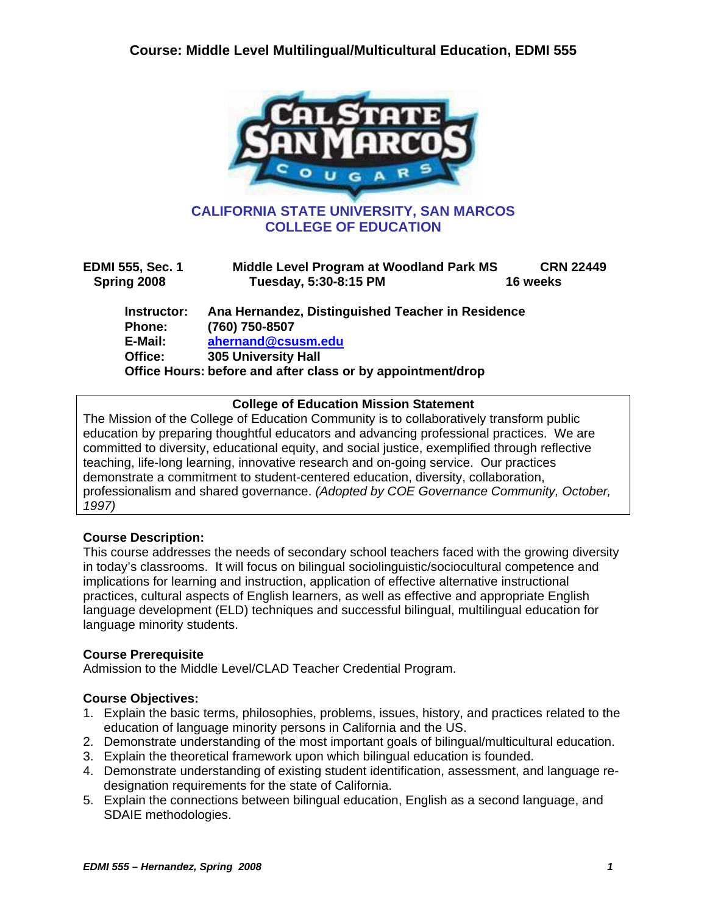# Course: Middle Level Multilingual/Multicultural Education, EDMI 555

**CALIFORNIA STATE UNIVERSITY, SAN MARCOS**
**COLLEGE OF EDUCATION**

| | | |
|---|---|---|
| **EDMI 555, Sec. 1** | **Middle Level Program at Woodland Park MS** | **CRN 22449** |
| **Spring 2008** | **Tuesday, 5:30-8:15 PM** | **16 weeks** |

**Instructor:** **Ana Hernandez, Distinguished Teacher in Residence**
**Phone:** **(760) 750-8507**
**E-Mail:** **ahernand@csusm.edu**
**Office:** **305 University Hall**
**Office Hours: before and after class or by appointment/drop**

**College of Education Mission Statement**

The Mission of the College of Education Community is to collaboratively transform public education by preparing thoughtful educators and advancing professional practices. We are committed to diversity, educational equity, and social justice, exemplified through reflective teaching, life-long learning, innovative research and on-going service. Our practices demonstrate a commitment to student-centered education, diversity, collaboration, professionalism and shared governance. *(Adopted by COE Governance Community, October, 1997)*

### Course Description:

This course addresses the needs of secondary school teachers faced with the growing diversity in today's classrooms. It will focus on bilingual sociolinguistic/sociocultural competence and implications for learning and instruction, application of effective alternative instructional practices, cultural aspects of English learners, as well as effective and appropriate English language development (ELD) techniques and successful bilingual, multilingual education for language minority students.

### Course Prerequisite

Admission to the Middle Level/CLAD Teacher Credential Program.

### Course Objectives:

1. Explain the basic terms, philosophies, problems, issues, history, and practices related to the education of language minority persons in California and the US.
2. Demonstrate understanding of the most important goals of bilingual/multicultural education.
3. Explain the theoretical framework upon which bilingual education is founded.
4. Demonstrate understanding of existing student identification, assessment, and language re-designation requirements for the state of California.
5. Explain the connections between bilingual education, English as a second language, and SDAIE methodologies.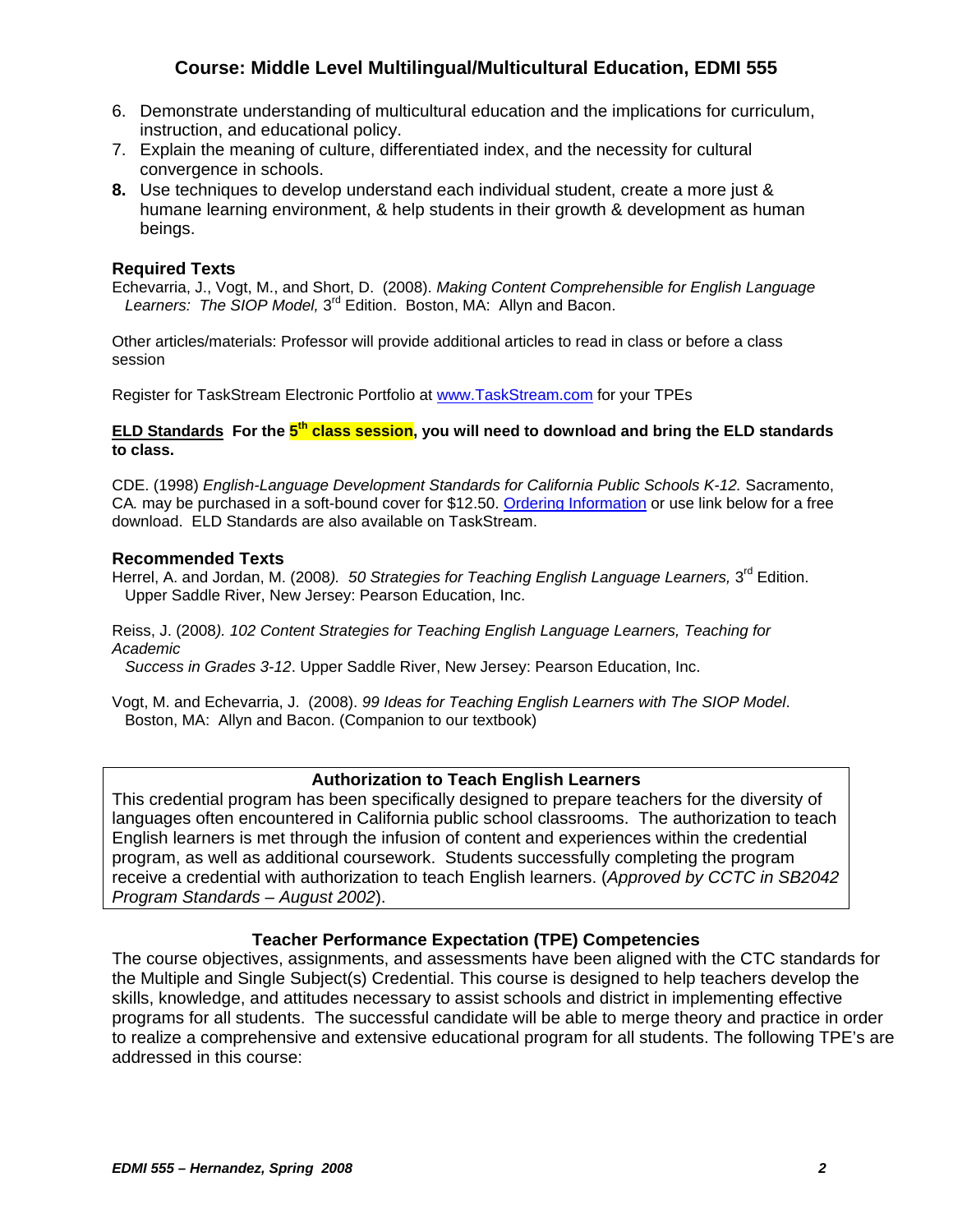# Course: Middle Level Multilingual/Multicultural Education, EDMI 555

6. Demonstrate understanding of multicultural education and the implications for curriculum, instruction, and educational policy.
7. Explain the meaning of culture, differentiated index, and the necessity for cultural convergence in schools.
8. Use techniques to develop understand each individual student, create a more just & humane learning environment, & help students in their growth & development as human beings.

### Required Texts

Echevarria, J., Vogt, M., and Short, D. (2008). *Making Content Comprehensible for English Language Learners: The SIOP Model,* 3rd Edition. Boston, MA: Allyn and Bacon.

Other articles/materials: Professor will provide additional articles to read in class or before a class session

Register for TaskStream Electronic Portfolio at www.TaskStream.com for your TPEs

**ELD Standards For the 5th class session, you will need to download and bring the ELD standards to class.**

CDE. (1998) *English-Language Development Standards for California Public Schools K-12.* Sacramento, CA*.* may be purchased in a soft-bound cover for $12.50. Ordering Information or use link below for a free download. ELD Standards are also available on TaskStream.

### Recommended Texts

Herrel, A. and Jordan, M. (2008*). 50 Strategies for Teaching English Language Learners,* 3rd Edition. Upper Saddle River, New Jersey: Pearson Education, Inc.

Reiss, J. (2008*). 102 Content Strategies for Teaching English Language Learners, Teaching for Academic Success in Grades 3-12*. Upper Saddle River, New Jersey: Pearson Education, Inc.

Vogt, M. and Echevarria, J. (2008). *99 Ideas for Teaching English Learners with The SIOP Model*. Boston, MA: Allyn and Bacon. (Companion to our textbook)

### Authorization to Teach English Learners

This credential program has been specifically designed to prepare teachers for the diversity of languages often encountered in California public school classrooms. The authorization to teach English learners is met through the infusion of content and experiences within the credential program, as well as additional coursework. Students successfully completing the program receive a credential with authorization to teach English learners. (*Approved by CCTC in SB2042 Program Standards – August 2002*).

### Teacher Performance Expectation (TPE) Competencies

The course objectives, assignments, and assessments have been aligned with the CTC standards for the Multiple and Single Subject(s) Credential. This course is designed to help teachers develop the skills, knowledge, and attitudes necessary to assist schools and district in implementing effective programs for all students. The successful candidate will be able to merge theory and practice in order to realize a comprehensive and extensive educational program for all students. The following TPE's are addressed in this course: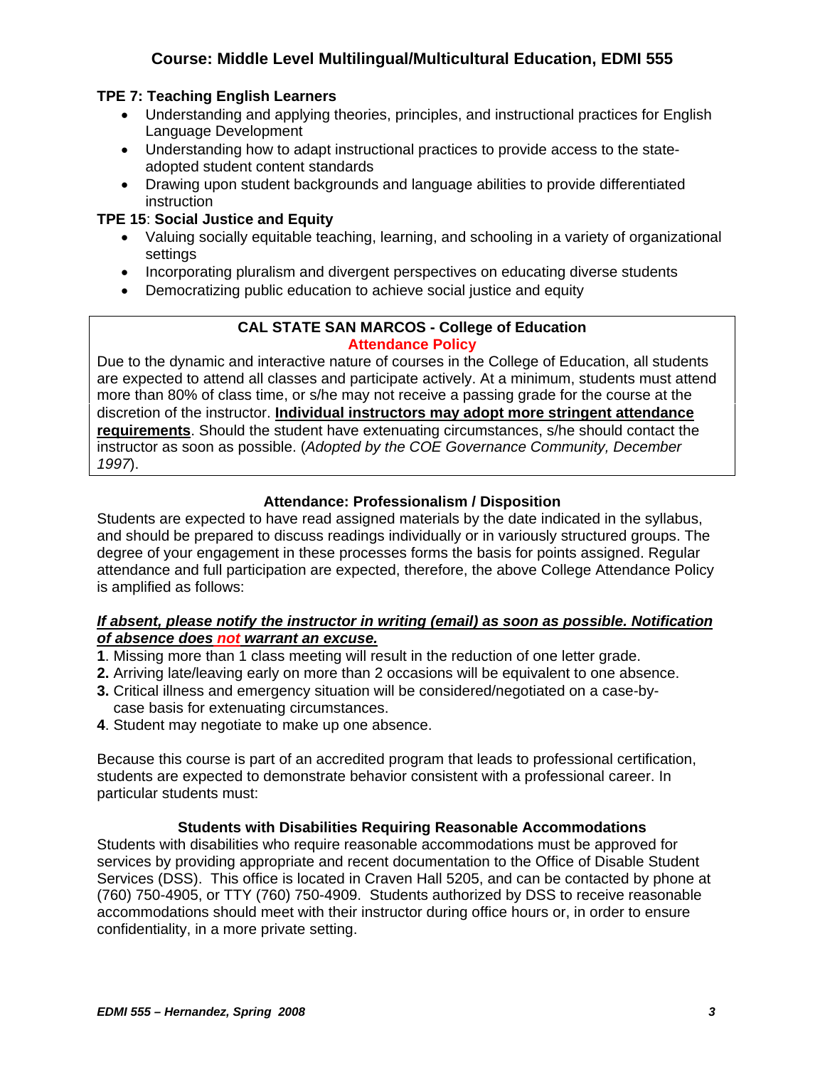## Course: Middle Level Multilingual/Multicultural Education, EDMI 555

**TPE 7: Teaching English Learners**

- Understanding and applying theories, principles, and instructional practices for English Language Development
- Understanding how to adapt instructional practices to provide access to the state-adopted student content standards
- Drawing upon student backgrounds and language abilities to provide differentiated instruction

**TPE 15**: **Social Justice and Equity**

- Valuing socially equitable teaching, learning, and schooling in a variety of organizational settings
- Incorporating pluralism and divergent perspectives on educating diverse students
- Democratizing public education to achieve social justice and equity

### CAL STATE SAN MARCOS - College of Education
### Attendance Policy

Due to the dynamic and interactive nature of courses in the College of Education, all students are expected to attend all classes and participate actively. At a minimum, students must attend more than 80% of class time, or s/he may not receive a passing grade for the course at the discretion of the instructor. **Individual instructors may adopt more stringent attendance requirements**. Should the student have extenuating circumstances, s/he should contact the instructor as soon as possible. (*Adopted by the COE Governance Community, December 1997*).

### Attendance: Professionalism / Disposition

Students are expected to have read assigned materials by the date indicated in the syllabus, and should be prepared to discuss readings individually or in variously structured groups. The degree of your engagement in these processes forms the basis for points assigned. Regular attendance and full participation are expected, therefore, the above College Attendance Policy is amplified as follows:

***If absent, please notify the instructor in writing (email) as soon as possible. Notification of absence does not warrant an excuse.***

**1**. Missing more than 1 class meeting will result in the reduction of one letter grade.
**2.** Arriving late/leaving early on more than 2 occasions will be equivalent to one absence.
**3.** Critical illness and emergency situation will be considered/negotiated on a case-by-case basis for extenuating circumstances.
**4**. Student may negotiate to make up one absence.

Because this course is part of an accredited program that leads to professional certification, students are expected to demonstrate behavior consistent with a professional career. In particular students must:

### Students with Disabilities Requiring Reasonable Accommodations

Students with disabilities who require reasonable accommodations must be approved for services by providing appropriate and recent documentation to the Office of Disable Student Services (DSS). This office is located in Craven Hall 5205, and can be contacted by phone at (760) 750-4905, or TTY (760) 750-4909. Students authorized by DSS to receive reasonable accommodations should meet with their instructor during office hours or, in order to ensure confidentiality, in a more private setting.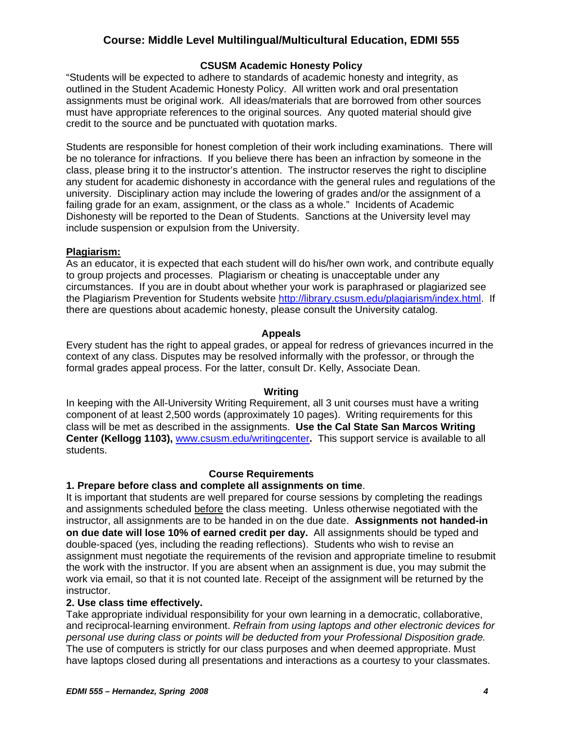## Course: Middle Level Multilingual/Multicultural Education, EDMI 555

### CSUSM Academic Honesty Policy

"Students will be expected to adhere to standards of academic honesty and integrity, as outlined in the Student Academic Honesty Policy. All written work and oral presentation assignments must be original work. All ideas/materials that are borrowed from other sources must have appropriate references to the original sources. Any quoted material should give credit to the source and be punctuated with quotation marks.

Students are responsible for honest completion of their work including examinations. There will be no tolerance for infractions. If you believe there has been an infraction by someone in the class, please bring it to the instructor's attention. The instructor reserves the right to discipline any student for academic dishonesty in accordance with the general rules and regulations of the university. Disciplinary action may include the lowering of grades and/or the assignment of a failing grade for an exam, assignment, or the class as a whole." Incidents of Academic Dishonesty will be reported to the Dean of Students. Sanctions at the University level may include suspension or expulsion from the University.

**Plagiarism:**

As an educator, it is expected that each student will do his/her own work, and contribute equally to group projects and processes. Plagiarism or cheating is unacceptable under any circumstances. If you are in doubt about whether your work is paraphrased or plagiarized see the Plagiarism Prevention for Students website http://library.csusm.edu/plagiarism/index.html. If there are questions about academic honesty, please consult the University catalog.

### Appeals

Every student has the right to appeal grades, or appeal for redress of grievances incurred in the context of any class. Disputes may be resolved informally with the professor, or through the formal grades appeal process. For the latter, consult Dr. Kelly, Associate Dean.

### Writing

In keeping with the All-University Writing Requirement, all 3 unit courses must have a writing component of at least 2,500 words (approximately 10 pages). Writing requirements for this class will be met as described in the assignments. **Use the Cal State San Marcos Writing Center (Kellogg 1103),** www.csusm.edu/writingcenter**.** This support service is available to all students.

### Course Requirements

**1. Prepare before class and complete all assignments on time**.

It is important that students are well prepared for course sessions by completing the readings and assignments scheduled before the class meeting. Unless otherwise negotiated with the instructor, all assignments are to be handed in on the due date. **Assignments not handed-in on due date will lose 10% of earned credit per day.** All assignments should be typed and double-spaced (yes, including the reading reflections). Students who wish to revise an assignment must negotiate the requirements of the revision and appropriate timeline to resubmit the work with the instructor. If you are absent when an assignment is due, you may submit the work via email, so that it is not counted late. Receipt of the assignment will be returned by the instructor.

**2. Use class time effectively.**

Take appropriate individual responsibility for your own learning in a democratic, collaborative, and reciprocal-learning environment. *Refrain from using laptops and other electronic devices for personal use during class or points will be deducted from your Professional Disposition grade.* The use of computers is strictly for our class purposes and when deemed appropriate. Must have laptops closed during all presentations and interactions as a courtesy to your classmates.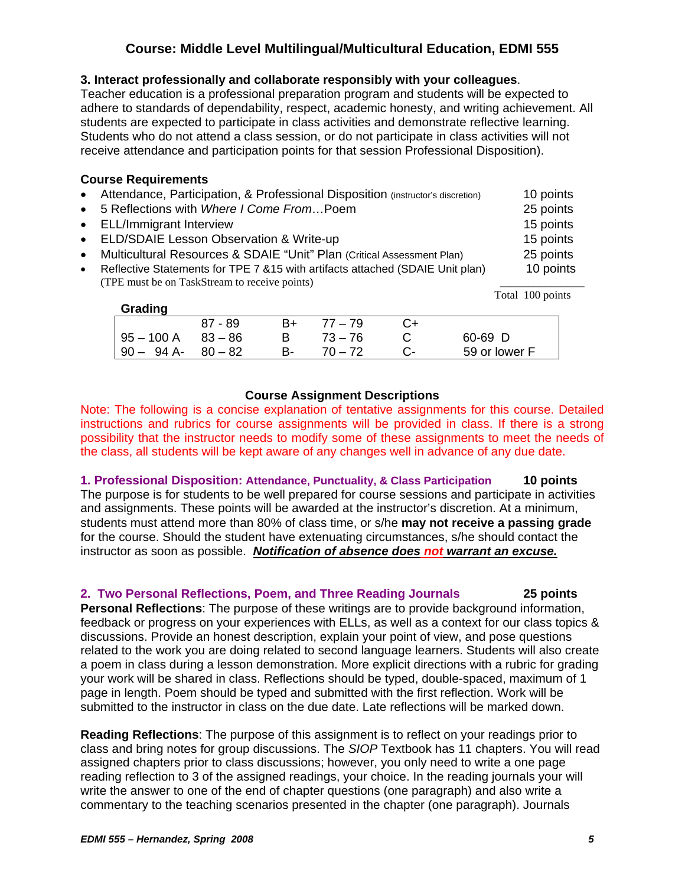## Course: Middle Level Multilingual/Multicultural Education, EDMI 555

**3. Interact professionally and collaborate responsibly with your colleagues**.
Teacher education is a professional preparation program and students will be expected to adhere to standards of dependability, respect, academic honesty, and writing achievement. All students are expected to participate in class activities and demonstrate reflective learning. Students who do not attend a class session, or do not participate in class activities will not receive attendance and participation points for that session Professional Disposition).

**Course Requirements**

- Attendance, Participation, & Professional Disposition (instructor's discretion) 10 points
- 5 Reflections with *Where I Come From*…Poem 25 points
- ELL/Immigrant Interview 15 points
- ELD/SDAIE Lesson Observation & Write-up 15 points
- Multicultural Resources & SDAIE "Unit" Plan (Critical Assessment Plan) 25 points
- Reflective Statements for TPE 7 &15 with artifacts attached (SDAIE Unit plan) 10 points
  (TPE must be on TaskStream to receive points)

Total 100 points

**Grading**

| | | | | | |
|---|---|---|---|---|---|
| | 87 - 89 | B+ | 77 – 79 | C+ | |
| 95 – 100 A | 83 – 86 | B | 73 – 76 | C | 60-69 D |
| 90 – 94 A- | 80 – 82 | B- | 70 – 72 | C- | 59 or lower F |

**Course Assignment Descriptions**

Note: The following is a concise explanation of tentative assignments for this course. Detailed instructions and rubrics for course assignments will be provided in class. If there is a strong possibility that the instructor needs to modify some of these assignments to meet the needs of the class, all students will be kept aware of any changes well in advance of any due date.

**1. Professional Disposition: Attendance, Punctuality, & Class Participation 10 points**
The purpose is for students to be well prepared for course sessions and participate in activities and assignments. These points will be awarded at the instructor's discretion. At a minimum, students must attend more than 80% of class time, or s/he **may not receive a passing grade** for the course. Should the student have extenuating circumstances, s/he should contact the instructor as soon as possible. ***Notification of absence does not warrant an excuse.***

**2. Two Personal Reflections, Poem, and Three Reading Journals 25 points**
**Personal Reflections**: The purpose of these writings are to provide background information, feedback or progress on your experiences with ELLs, as well as a context for our class topics & discussions. Provide an honest description, explain your point of view, and pose questions related to the work you are doing related to second language learners. Students will also create a poem in class during a lesson demonstration. More explicit directions with a rubric for grading your work will be shared in class. Reflections should be typed, double-spaced, maximum of 1 page in length. Poem should be typed and submitted with the first reflection. Work will be submitted to the instructor in class on the due date. Late reflections will be marked down.

**Reading Reflections**: The purpose of this assignment is to reflect on your readings prior to class and bring notes for group discussions. The *SIOP* Textbook has 11 chapters. You will read assigned chapters prior to class discussions; however, you only need to write a one page reading reflection to 3 of the assigned readings, your choice. In the reading journals your will write the answer to one of the end of chapter questions (one paragraph) and also write a commentary to the teaching scenarios presented in the chapter (one paragraph). Journals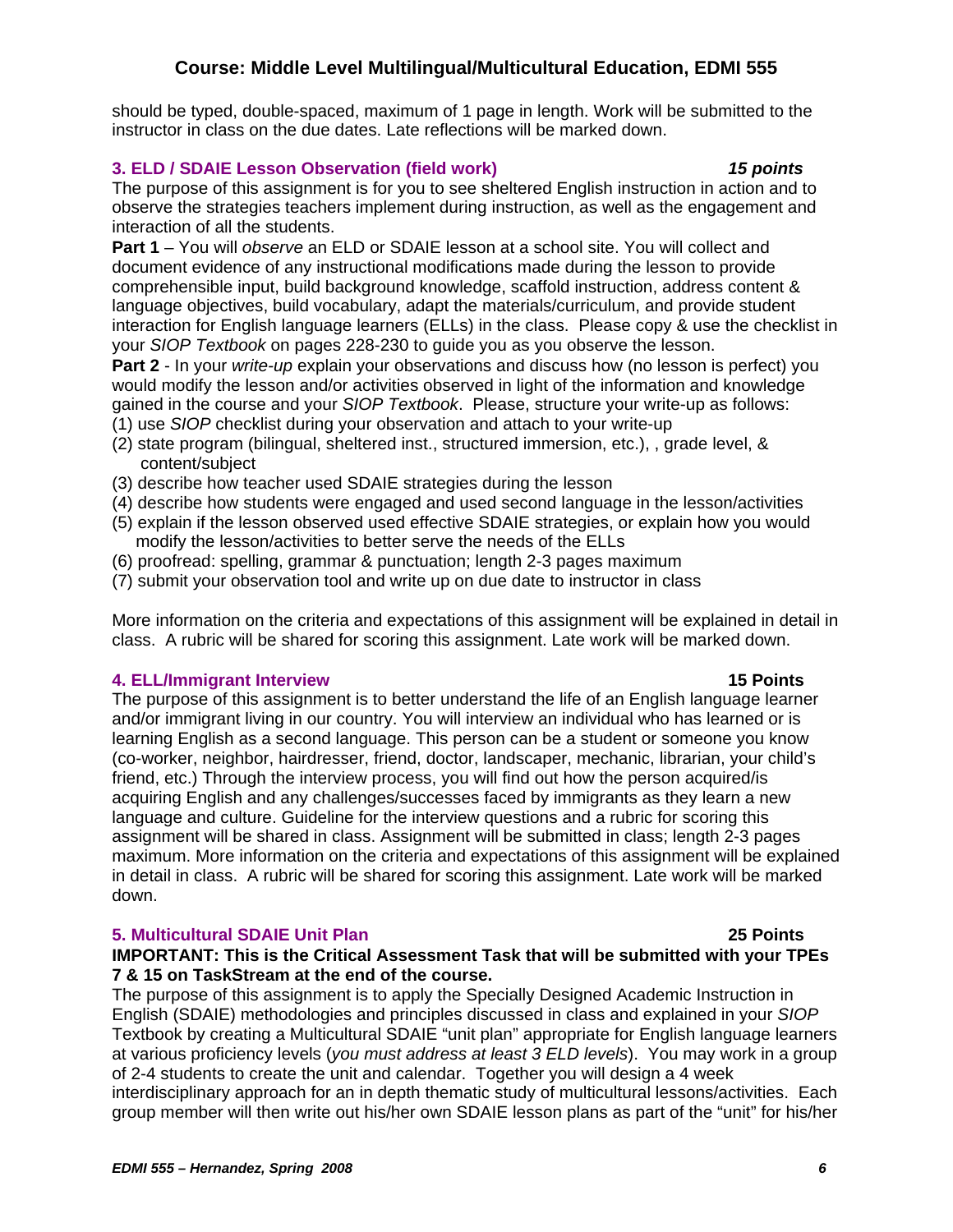should be typed, double-spaced, maximum of 1 page in length. Work will be submitted to the instructor in class on the due dates. Late reflections will be marked down.

### 3. ELD / SDAIE Lesson Observation (field work) — *15 points*

The purpose of this assignment is for you to see sheltered English instruction in action and to observe the strategies teachers implement during instruction, as well as the engagement and interaction of all the students.

**Part 1** – You will *observe* an ELD or SDAIE lesson at a school site. You will collect and document evidence of any instructional modifications made during the lesson to provide comprehensible input, build background knowledge, scaffold instruction, address content & language objectives, build vocabulary, adapt the materials/curriculum, and provide student interaction for English language learners (ELLs) in the class. Please copy & use the checklist in your *SIOP Textbook* on pages 228-230 to guide you as you observe the lesson.

**Part 2** - In your *write-up* explain your observations and discuss how (no lesson is perfect) you would modify the lesson and/or activities observed in light of the information and knowledge gained in the course and your *SIOP Textbook*. Please, structure your write-up as follows:

(1) use *SIOP* checklist during your observation and attach to your write-up
(2) state program (bilingual, sheltered inst., structured immersion, etc.), , grade level, & content/subject
(3) describe how teacher used SDAIE strategies during the lesson
(4) describe how students were engaged and used second language in the lesson/activities
(5) explain if the lesson observed used effective SDAIE strategies, or explain how you would modify the lesson/activities to better serve the needs of the ELLs
(6) proofread: spelling, grammar & punctuation; length 2-3 pages maximum
(7) submit your observation tool and write up on due date to instructor in class

More information on the criteria and expectations of this assignment will be explained in detail in class. A rubric will be shared for scoring this assignment. Late work will be marked down.

### 4. ELL/Immigrant Interview — 15 Points

The purpose of this assignment is to better understand the life of an English language learner and/or immigrant living in our country. You will interview an individual who has learned or is learning English as a second language. This person can be a student or someone you know (co-worker, neighbor, hairdresser, friend, doctor, landscaper, mechanic, librarian, your child's friend, etc.) Through the interview process, you will find out how the person acquired/is acquiring English and any challenges/successes faced by immigrants as they learn a new language and culture. Guideline for the interview questions and a rubric for scoring this assignment will be shared in class. Assignment will be submitted in class; length 2-3 pages maximum. More information on the criteria and expectations of this assignment will be explained in detail in class. A rubric will be shared for scoring this assignment. Late work will be marked down.

### 5. Multicultural SDAIE Unit Plan — 25 Points

**IMPORTANT: This is the Critical Assessment Task that will be submitted with your TPEs 7 & 15 on TaskStream at the end of the course.**

The purpose of this assignment is to apply the Specially Designed Academic Instruction in English (SDAIE) methodologies and principles discussed in class and explained in your *SIOP* Textbook by creating a Multicultural SDAIE "unit plan" appropriate for English language learners at various proficiency levels (*you must address at least 3 ELD levels*). You may work in a group of 2-4 students to create the unit and calendar. Together you will design a 4 week interdisciplinary approach for an in depth thematic study of multicultural lessons/activities. Each group member will then write out his/her own SDAIE lesson plans as part of the "unit" for his/her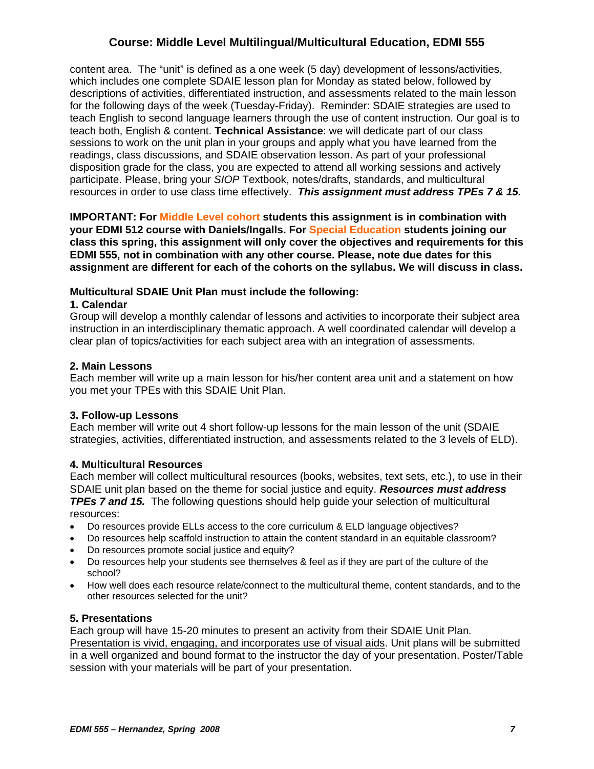content area. The "unit" is defined as a one week (5 day) development of lessons/activities, which includes one complete SDAIE lesson plan for Monday as stated below, followed by descriptions of activities, differentiated instruction, and assessments related to the main lesson for the following days of the week (Tuesday-Friday). Reminder: SDAIE strategies are used to teach English to second language learners through the use of content instruction. Our goal is to teach both, English & content. **Technical Assistance**: we will dedicate part of our class sessions to work on the unit plan in your groups and apply what you have learned from the readings, class discussions, and SDAIE observation lesson. As part of your professional disposition grade for the class, you are expected to attend all working sessions and actively participate. Please, bring your *SIOP* Textbook, notes/drafts, standards, and multicultural resources in order to use class time effectively. ***This assignment must address TPEs 7 & 15.***

**IMPORTANT: For Middle Level cohort students this assignment is in combination with your EDMI 512 course with Daniels/Ingalls. For Special Education students joining our class this spring, this assignment will only cover the objectives and requirements for this EDMI 555, not in combination with any other course. Please, note due dates for this assignment are different for each of the cohorts on the syllabus. We will discuss in class.**

**Multicultural SDAIE Unit Plan must include the following:**

**1. Calendar**

Group will develop a monthly calendar of lessons and activities to incorporate their subject area instruction in an interdisciplinary thematic approach. A well coordinated calendar will develop a clear plan of topics/activities for each subject area with an integration of assessments.

**2. Main Lessons**

Each member will write up a main lesson for his/her content area unit and a statement on how you met your TPEs with this SDAIE Unit Plan.

**3. Follow-up Lessons**

Each member will write out 4 short follow-up lessons for the main lesson of the unit (SDAIE strategies, activities, differentiated instruction, and assessments related to the 3 levels of ELD).

**4. Multicultural Resources**

Each member will collect multicultural resources (books, websites, text sets, etc.), to use in their SDAIE unit plan based on the theme for social justice and equity. ***Resources must address TPEs 7 and 15.*** The following questions should help guide your selection of multicultural resources:

- Do resources provide ELLs access to the core curriculum & ELD language objectives?
- Do resources help scaffold instruction to attain the content standard in an equitable classroom?
- Do resources promote social justice and equity?
- Do resources help your students see themselves & feel as if they are part of the culture of the school?
- How well does each resource relate/connect to the multicultural theme, content standards, and to the other resources selected for the unit?

**5. Presentations**

Each group will have 15-20 minutes to present an activity from their SDAIE Unit Plan*.* Presentation is vivid, engaging, and incorporates use of visual aids. Unit plans will be submitted in a well organized and bound format to the instructor the day of your presentation. Poster/Table session with your materials will be part of your presentation.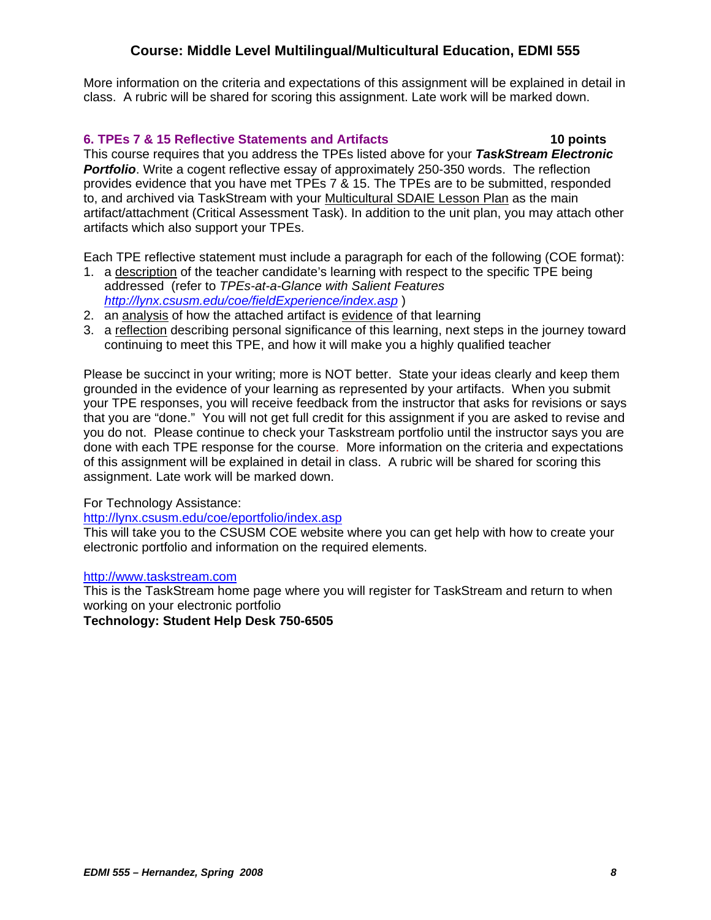## Course: Middle Level Multilingual/Multicultural Education, EDMI 555

More information on the criteria and expectations of this assignment will be explained in detail in class. A rubric will be shared for scoring this assignment. Late work will be marked down.

### 6. TPEs 7 & 15 Reflective Statements and Artifacts — 10 points

This course requires that you address the TPEs listed above for your ***TaskStream Electronic Portfolio***. Write a cogent reflective essay of approximately 250-350 words. The reflection provides evidence that you have met TPEs 7 & 15. The TPEs are to be submitted, responded to, and archived via TaskStream with your Multicultural SDAIE Lesson Plan as the main artifact/attachment (Critical Assessment Task). In addition to the unit plan, you may attach other artifacts which also support your TPEs.

Each TPE reflective statement must include a paragraph for each of the following (COE format):

1. a description of the teacher candidate's learning with respect to the specific TPE being addressed (refer to *TPEs-at-a-Glance with Salient Features* *http://lynx.csusm.edu/coe/fieldExperience/index.asp* )
2. an analysis of how the attached artifact is evidence of that learning
3. a reflection describing personal significance of this learning, next steps in the journey toward continuing to meet this TPE, and how it will make you a highly qualified teacher

Please be succinct in your writing; more is NOT better. State your ideas clearly and keep them grounded in the evidence of your learning as represented by your artifacts. When you submit your TPE responses, you will receive feedback from the instructor that asks for revisions or says that you are "done." You will not get full credit for this assignment if you are asked to revise and you do not. Please continue to check your Taskstream portfolio until the instructor says you are done with each TPE response for the course. More information on the criteria and expectations of this assignment will be explained in detail in class. A rubric will be shared for scoring this assignment. Late work will be marked down.

For Technology Assistance:
http://lynx.csusm.edu/coe/eportfolio/index.asp
This will take you to the CSUSM COE website where you can get help with how to create your electronic portfolio and information on the required elements.

http://www.taskstream.com
This is the TaskStream home page where you will register for TaskStream and return to when working on your electronic portfolio

**Technology: Student Help Desk 750-6505**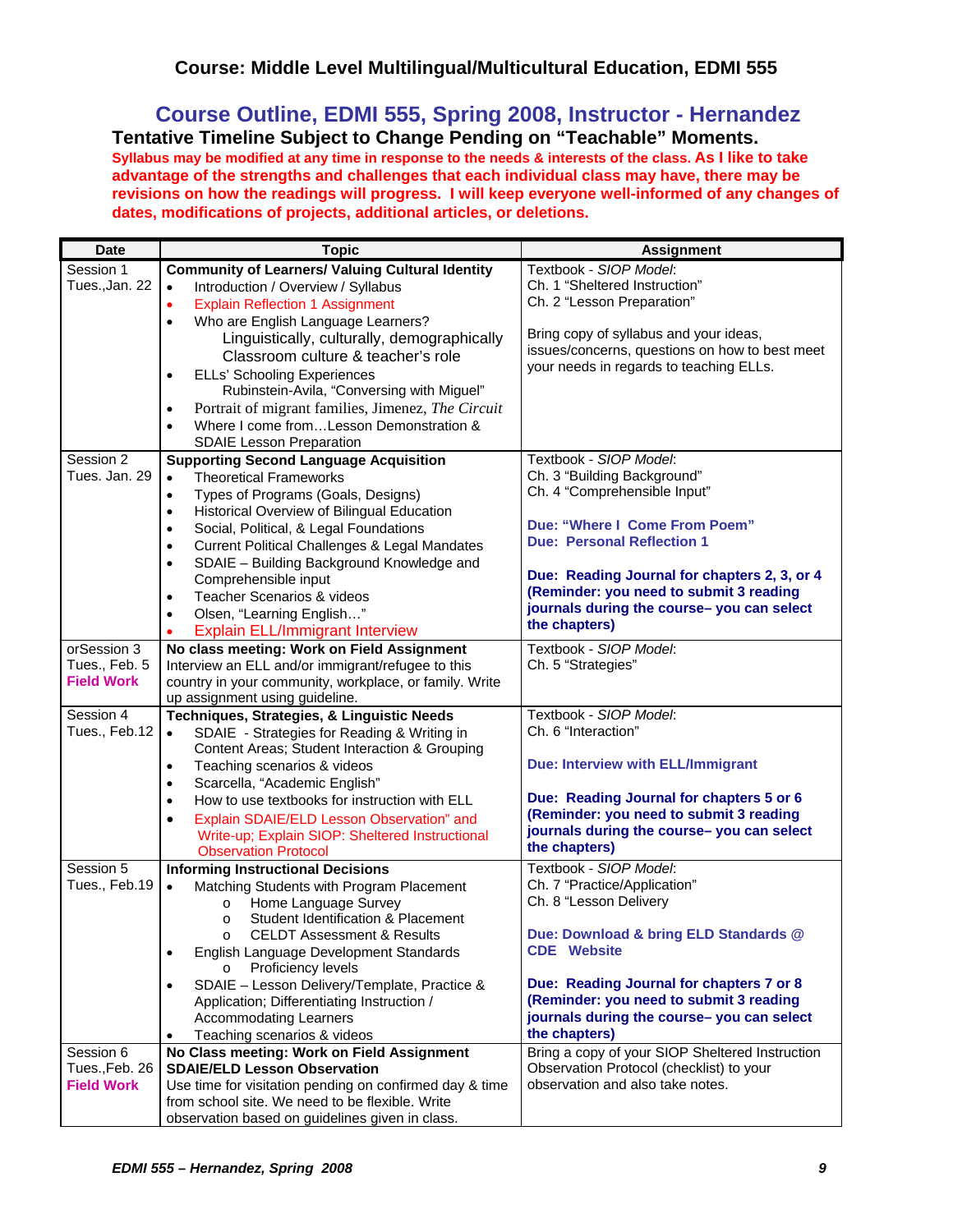**Course: Middle Level Multilingual/Multicultural Education, EDMI 555**

## Course Outline, EDMI 555, Spring 2008, Instructor - Hernandez

**Tentative Timeline Subject to Change Pending on "Teachable" Moments.**

**Syllabus may be modified at any time in response to the needs & interests of the class. As I like to take advantage of the strengths and challenges that each individual class may have, there may be revisions on how the readings will progress. I will keep everyone well-informed of any changes of dates, modifications of projects, additional articles, or deletions.**

| Date | Topic | Assignment |
|---|---|---|
| Session 1<br>Tues.,Jan. 22 | **Community of Learners/ Valuing Cultural Identity**<br>• Introduction / Overview / Syllabus<br>• Explain Reflection 1 Assignment<br>• Who are English Language Learners?<br>Linguistically, culturally, demographically<br>Classroom culture & teacher's role<br>• ELLs' Schooling Experiences<br>Rubinstein-Avila, "Conversing with Miguel"<br>• Portrait of migrant families, Jimenez, *The Circuit*<br>• Where I come from…Lesson Demonstration & SDAIE Lesson Preparation | Textbook - *SIOP Model*:<br>Ch. 1 "Sheltered Instruction"<br>Ch. 2 "Lesson Preparation"<br><br>Bring copy of syllabus and your ideas, issues/concerns, questions on how to best meet your needs in regards to teaching ELLs. |
| Session 2<br>Tues. Jan. 29 | **Supporting Second Language Acquisition**<br>• Theoretical Frameworks<br>• Types of Programs (Goals, Designs)<br>• Historical Overview of Bilingual Education<br>• Social, Political, & Legal Foundations<br>• Current Political Challenges & Legal Mandates<br>• SDAIE – Building Background Knowledge and Comprehensible input<br>• Teacher Scenarios & videos<br>• Olsen, "Learning English…"<br>• Explain ELL/Immigrant Interview | Textbook - *SIOP Model*:<br>Ch. 3 "Building Background"<br>Ch. 4 "Comprehensible Input"<br><br>**Due: "Where I Come From Poem"**<br>**Due: Personal Reflection 1**<br><br>**Due: Reading Journal for chapters 2, 3, or 4 (Reminder: you need to submit 3 reading journals during the course– you can select the chapters)** |
| orSession 3<br>Tues., Feb. 5<br>**Field Work** | **No class meeting: Work on Field Assignment**<br>Interview an ELL and/or immigrant/refugee to this country in your community, workplace, or family. Write up assignment using guideline. | Textbook - *SIOP Model*:<br>Ch. 5 "Strategies" |
| Session 4<br>Tues., Feb.12 | **Techniques, Strategies, & Linguistic Needs**<br>• SDAIE - Strategies for Reading & Writing in Content Areas; Student Interaction & Grouping<br>• Teaching scenarios & videos<br>• Scarcella, "Academic English"<br>• How to use textbooks for instruction with ELL<br>• Explain SDAIE/ELD Lesson Observation" and Write-up; Explain SIOP: Sheltered Instructional Observation Protocol | Textbook - *SIOP Model*:<br>Ch. 6 "Interaction"<br><br>**Due: Interview with ELL/Immigrant**<br><br>**Due: Reading Journal for chapters 5 or 6 (Reminder: you need to submit 3 reading journals during the course– you can select the chapters)** |
| Session 5<br>Tues., Feb.19 | **Informing Instructional Decisions**<br>• Matching Students with Program Placement<br>o Home Language Survey<br>o Student Identification & Placement<br>o CELDT Assessment & Results<br>• English Language Development Standards<br>o Proficiency levels<br>• SDAIE – Lesson Delivery/Template, Practice & Application; Differentiating Instruction / Accommodating Learners<br>• Teaching scenarios & videos | Textbook - *SIOP Model*:<br>Ch. 7 "Practice/Application"<br>Ch. 8 "Lesson Delivery<br><br>**Due: Download & bring ELD Standards @ CDE Website**<br><br>**Due: Reading Journal for chapters 7 or 8 (Reminder: you need to submit 3 reading journals during the course– you can select the chapters)** |
| Session 6<br>Tues.,Feb. 26<br>**Field Work** | **No Class meeting: Work on Field Assignment**<br>**SDAIE/ELD Lesson Observation**<br>Use time for visitation pending on confirmed day & time from school site. We need to be flexible. Write observation based on guidelines given in class. | Bring a copy of your SIOP Sheltered Instruction Observation Protocol (checklist) to your observation and also take notes. |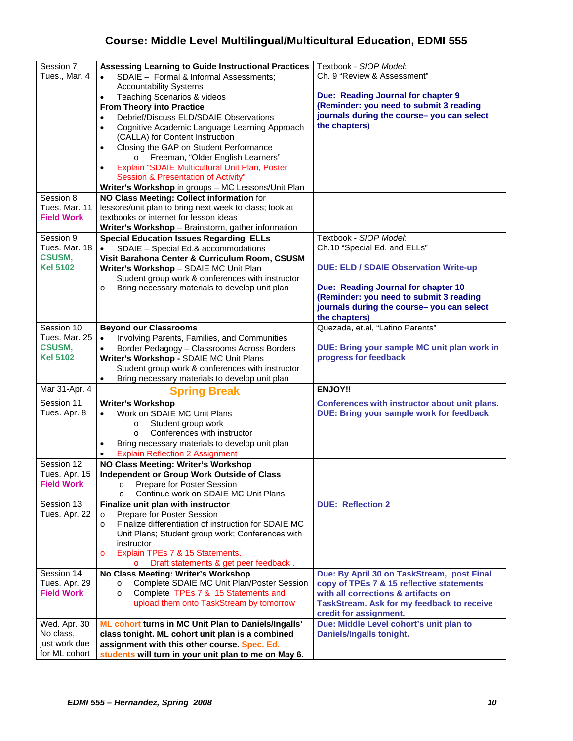## Course: Middle Level Multilingual/Multicultural Education, EDMI 555

| | | |
|---|---|---|
| Session 7<br>Tues., Mar. 4 | **Assessing Learning to Guide Instructional Practices**<br>• SDAIE – Formal & Informal Assessments; Accountability Systems<br>• Teaching Scenarios & videos<br>**From Theory into Practice**<br>• Debrief/Discuss ELD/SDAIE Observations<br>• Cognitive Academic Language Learning Approach (CALLA) for Content Instruction<br>• Closing the GAP on Student Performance<br>&nbsp;&nbsp;&nbsp;o Freeman, "Older English Learners"<br>• Explain "SDAIE Multicultural Unit Plan, Poster Session & Presentation of Activity"<br>**Writer's Workshop** in groups – MC Lessons/Unit Plan | Textbook - *SIOP Model*:<br>Ch. 9 "Review & Assessment"<br><br>**Due: Reading Journal for chapter 9 (Reminder: you need to submit 3 reading journals during the course– you can select the chapters)** |
| Session 8<br>Tues. Mar. 11<br>**Field Work** | **NO Class Meeting: Collect information** for lessons/unit plan to bring next week to class; look at textbooks or internet for lesson ideas<br>**Writer's Workshop** – Brainstorm, gather information | |
| Session 9<br>Tues. Mar. 18<br>**CSUSM, Kel 5102** | **Special Education Issues Regarding ELLs**<br>• SDAIE – Special Ed.& accommodations<br>**Visit Barahona Center & Curriculum Room, CSUSM**<br>**Writer's Workshop** – SDAIE MC Unit Plan<br>&nbsp;&nbsp;&nbsp;Student group work & conferences with instructor<br>o Bring necessary materials to develop unit plan | Textbook - *SIOP Model*:<br>Ch.10 "Special Ed. and ELLs"<br><br>**DUE: ELD / SDAIE Observation Write-up**<br><br>**Due: Reading Journal for chapter 10 (Reminder: you need to submit 3 reading journals during the course– you can select the chapters)** |
| Session 10<br>Tues. Mar. 25<br>**CSUSM, Kel 5102** | **Beyond our Classrooms**<br>• Involving Parents, Families, and Communities<br>• Border Pedagogy – Classrooms Across Borders<br>**Writer's Workshop** - SDAIE MC Unit Plans<br>&nbsp;&nbsp;&nbsp;Student group work & conferences with instructor<br>• Bring necessary materials to develop unit plan | Quezada, et.al, "Latino Parents"<br><br>**DUE: Bring your sample MC unit plan work in progress for feedback** |
| Mar 31-Apr. 4 | **Spring Break** | **ENJOY!!** |
| Session 11<br>Tues. Apr. 8 | **Writer's Workshop**<br>• Work on SDAIE MC Unit Plans<br>&nbsp;&nbsp;&nbsp;o Student group work<br>&nbsp;&nbsp;&nbsp;o Conferences with instructor<br>• Bring necessary materials to develop unit plan<br>• Explain Reflection 2 Assignment | **Conferences with instructor about unit plans. DUE: Bring your sample work for feedback** |
| Session 12<br>Tues. Apr. 15<br>**Field Work** | **NO Class Meeting: Writer's Workshop**<br>**Independent or Group Work Outside of Class**<br>o Prepare for Poster Session<br>o Continue work on SDAIE MC Unit Plans | |
| Session 13<br>Tues. Apr. 22 | **Finalize unit plan with instructor**<br>o Prepare for Poster Session<br>o Finalize differentiation of instruction for SDAIE MC Unit Plans; Student group work; Conferences with instructor<br>o Explain TPEs 7 & 15 Statements.<br>&nbsp;&nbsp;&nbsp;o Draft statements & get peer feedback . | **DUE: Reflection 2** |
| Session 14<br>Tues. Apr. 29<br>**Field Work** | **No Class Meeting: Writer's Workshop**<br>o Complete SDAIE MC Unit Plan/Poster Session<br>o Complete TPEs 7 & 15 Statements and upload them onto TaskStream by tomorrow | **Due: By April 30 on TaskStream, post Final copy of TPEs 7 & 15 reflective statements with all corrections & artifacts on TaskStream. Ask for my feedback to receive credit for assignment.** |
| Wed. Apr. 30<br>No class, just work due for ML cohort | **ML cohort turns in MC Unit Plan to Daniels/Ingalls' class tonight. ML cohort unit plan is a combined assignment with this other course. Spec. Ed. students will turn in your unit plan to me on May 6.** | **Due: Middle Level cohort's unit plan to Daniels/Ingalls tonight.** |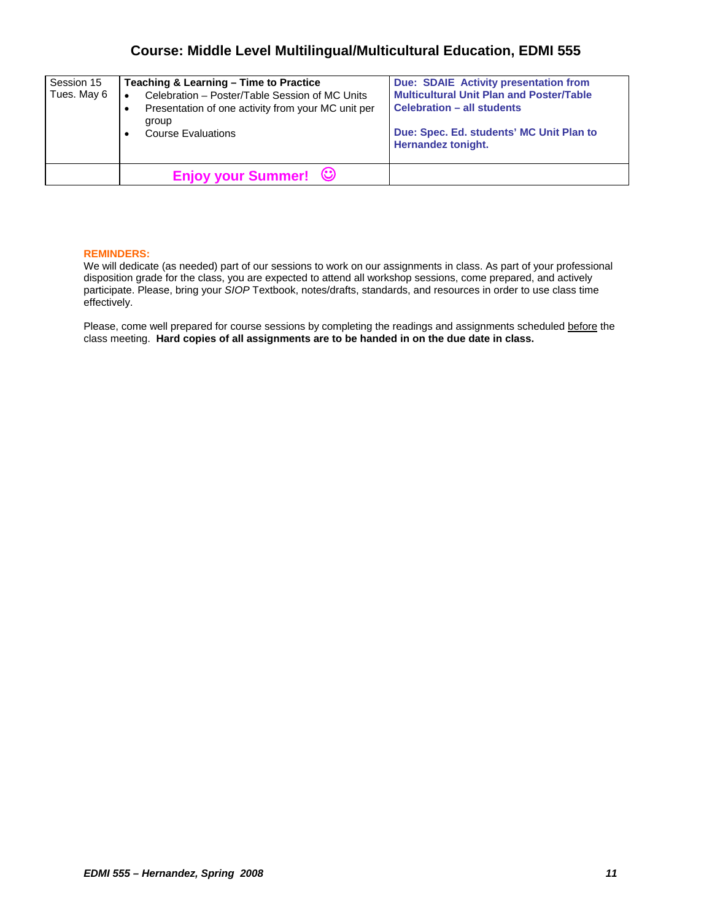# Course: Middle Level Multilingual/Multicultural Education, EDMI 555

| | | |
|---|---|---|
| Session 15<br>Tues. May 6 | **Teaching & Learning – Time to Practice**<br>• Celebration – Poster/Table Session of MC Units<br>• Presentation of one activity from your MC unit per group<br>• Course Evaluations | **Due: SDAIE Activity presentation from Multicultural Unit Plan and Poster/Table Celebration – all students**<br><br>**Due: Spec. Ed. students' MC Unit Plan to Hernandez tonight.** |
| | **Enjoy your Summer!** ☺ | |

**REMINDERS:**

We will dedicate (as needed) part of our sessions to work on our assignments in class. As part of your professional disposition grade for the class, you are expected to attend all workshop sessions, come prepared, and actively participate. Please, bring your *SIOP* Textbook, notes/drafts, standards, and resources in order to use class time effectively.

Please, come well prepared for course sessions by completing the readings and assignments scheduled before the class meeting. **Hard copies of all assignments are to be handed in on the due date in class.**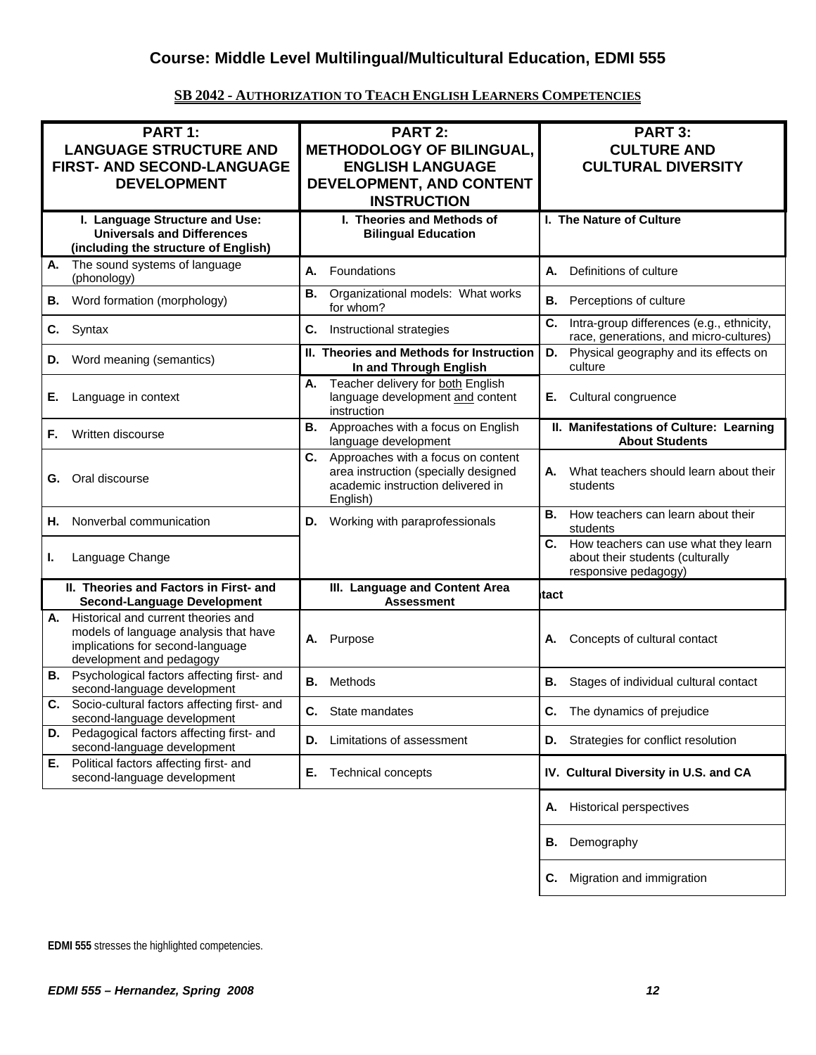# Course: Middle Level Multilingual/Multicultural Education, EDMI 555

## SB 2042 - AUTHORIZATION TO TEACH ENGLISH LEARNERS COMPETENCIES

| PART 1: LANGUAGE STRUCTURE AND FIRST- AND SECOND-LANGUAGE DEVELOPMENT | PART 2: METHODOLOGY OF BILINGUAL, ENGLISH LANGUAGE DEVELOPMENT, AND CONTENT INSTRUCTION | PART 3: CULTURE AND CULTURAL DIVERSITY |
|---|---|---|
| **I. Language Structure and Use: Universals and Differences (including the structure of English)** | **I. Theories and Methods of Bilingual Education** | **I. The Nature of Culture** |
| **A.** The sound systems of language (phonology) | **A.** Foundations | **A.** Definitions of culture |
| **B.** Word formation (morphology) | **B.** Organizational models: What works for whom? | **B.** Perceptions of culture |
| **C.** Syntax | **C.** Instructional strategies | **C.** Intra-group differences (e.g., ethnicity, race, generations, and micro-cultures) |
| **D.** Word meaning (semantics) | **II. Theories and Methods for Instruction In and Through English** | **D.** Physical geography and its effects on culture |
| **E.** Language in context | **A.** Teacher delivery for both English language development and content instruction | **E.** Cultural congruence |
| **F.** Written discourse | **B.** Approaches with a focus on English language development | **II. Manifestations of Culture: Learning About Students** |
| **G.** Oral discourse | **C.** Approaches with a focus on content area instruction (specially designed academic instruction delivered in English) | **A.** What teachers should learn about their students |
| **H.** Nonverbal communication | **D.** Working with paraprofessionals | **B.** How teachers can learn about their students |
| **I.** Language Change | | **C.** How teachers can use what they learn about their students (culturally responsive pedagogy) |
| **II. Theories and Factors in First- and Second-Language Development** | **III. Language and Content Area Assessment** | **tact** |
| **A.** Historical and current theories and models of language analysis that have implications for second-language development and pedagogy | **A.** Purpose | **A.** Concepts of cultural contact |
| **B.** Psychological factors affecting first- and second-language development | **B.** Methods | **B.** Stages of individual cultural contact |
| **C.** Socio-cultural factors affecting first- and second-language development | **C.** State mandates | **C.** The dynamics of prejudice |
| **D.** Pedagogical factors affecting first- and second-language development | **D.** Limitations of assessment | **D.** Strategies for conflict resolution |
| **E.** Political factors affecting first- and second-language development | **E.** Technical concepts | **IV. Cultural Diversity in U.S. and CA** |
| | | **A.** Historical perspectives |
| | | **B.** Demography |
| | | **C.** Migration and immigration |

**EDMI 555** stresses the highlighted competencies.